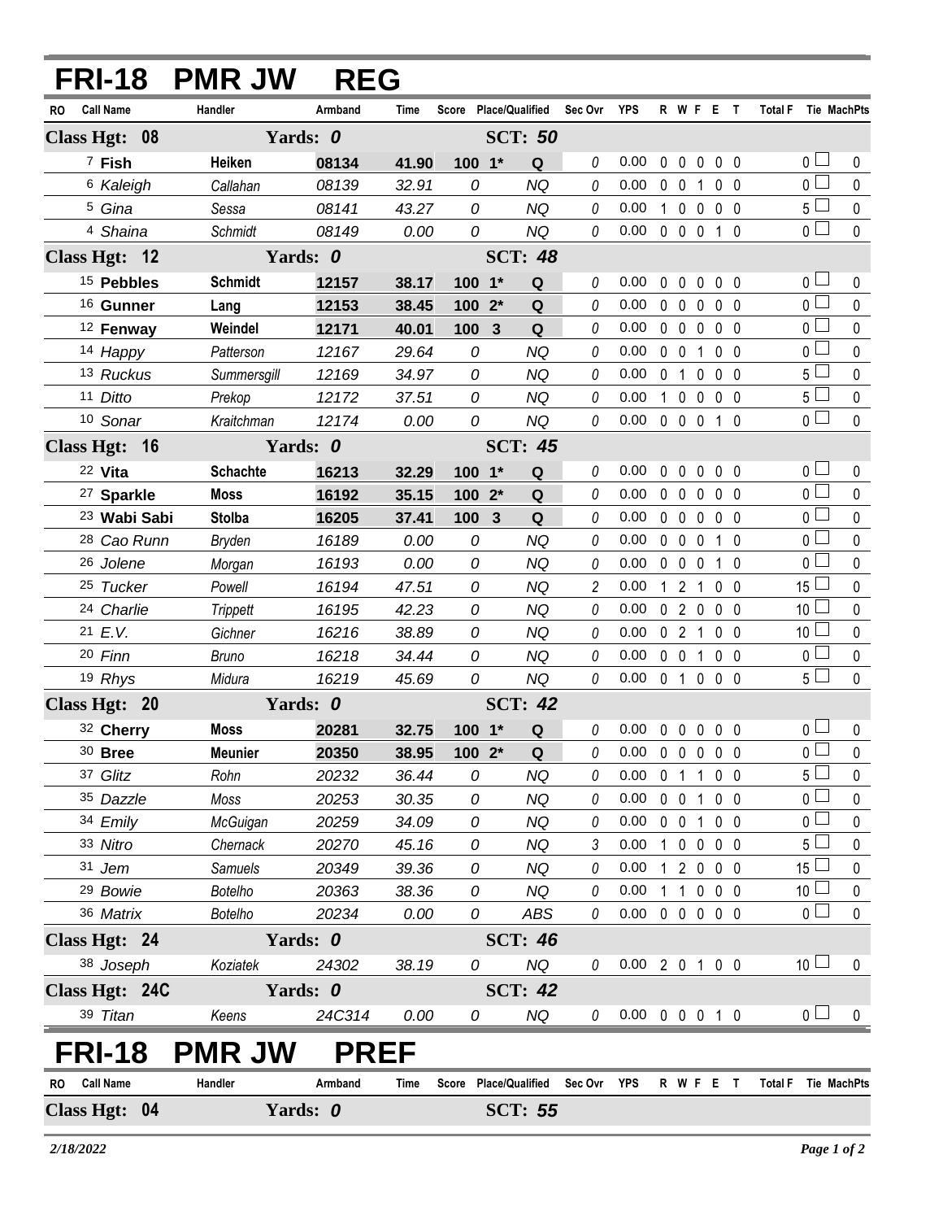# FRI-18 PMR JW REG

| RO | Call Name | Handler | Armband | Time | Score | Place/Qualified | | Sec Ovr | YPS | R | W | F | E | T | Total F | Tie | MachPts |
|---|---|---|---|---|---|---|---|---|---|---|---|---|---|---|---|---|---|
| **Class Hgt: 08** | | **Yards: 0** | | | | **SCT: 50** | | | | | | | | | | | |
| 7 | **Fish** | **Heiken** | **08134** | **41.90** | **100** | **1*** | **Q** | 0 | 0.00 | 0 | 0 | 0 | 0 | 0 | 0 | ☐ | 0 |
| 6 | *Kaleigh* | *Callahan* | *08139* | *32.91* | *0* | | *NQ* | 0 | 0.00 | 0 | 0 | 1 | 0 | 0 | 0 | ☐ | 0 |
| 5 | *Gina* | *Sessa* | *08141* | *43.27* | *0* | | *NQ* | 0 | 0.00 | 1 | 0 | 0 | 0 | 0 | 5 | ☐ | 0 |
| 4 | *Shaina* | *Schmidt* | *08149* | *0.00* | *0* | | *NQ* | 0 | 0.00 | 0 | 0 | 0 | 1 | 0 | 0 | ☐ | 0 |
| **Class Hgt: 12** | | **Yards: 0** | | | | **SCT: 48** | | | | | | | | | | | |
| 15 | **Pebbles** | **Schmidt** | **12157** | **38.17** | **100** | **1*** | **Q** | 0 | 0.00 | 0 | 0 | 0 | 0 | 0 | 0 | ☐ | 0 |
| 16 | **Gunner** | **Lang** | **12153** | **38.45** | **100** | **2*** | **Q** | 0 | 0.00 | 0 | 0 | 0 | 0 | 0 | 0 | ☐ | 0 |
| 12 | **Fenway** | **Weindel** | **12171** | **40.01** | **100** | **3** | **Q** | 0 | 0.00 | 0 | 0 | 0 | 0 | 0 | 0 | ☐ | 0 |
| 14 | *Happy* | *Patterson* | *12167* | *29.64* | *0* | | *NQ* | 0 | 0.00 | 0 | 0 | 1 | 0 | 0 | 0 | ☐ | 0 |
| 13 | *Ruckus* | *Summersgill* | *12169* | *34.97* | *0* | | *NQ* | 0 | 0.00 | 0 | 1 | 0 | 0 | 0 | 5 | ☐ | 0 |
| 11 | *Ditto* | *Prekop* | *12172* | *37.51* | *0* | | *NQ* | 0 | 0.00 | 1 | 0 | 0 | 0 | 0 | 5 | ☐ | 0 |
| 10 | *Sonar* | *Kraitchman* | *12174* | *0.00* | *0* | | *NQ* | 0 | 0.00 | 0 | 0 | 0 | 1 | 0 | 0 | ☐ | 0 |
| **Class Hgt: 16** | | **Yards: 0** | | | | **SCT: 45** | | | | | | | | | | | |
| 22 | **Vita** | **Schachte** | **16213** | **32.29** | **100** | **1*** | **Q** | 0 | 0.00 | 0 | 0 | 0 | 0 | 0 | 0 | ☐ | 0 |
| 27 | **Sparkle** | **Moss** | **16192** | **35.15** | **100** | **2*** | **Q** | 0 | 0.00 | 0 | 0 | 0 | 0 | 0 | 0 | ☐ | 0 |
| 23 | **Wabi Sabi** | **Stolba** | **16205** | **37.41** | **100** | **3** | **Q** | 0 | 0.00 | 0 | 0 | 0 | 0 | 0 | 0 | ☐ | 0 |
| 28 | *Cao Runn* | *Bryden* | *16189* | *0.00* | *0* | | *NQ* | 0 | 0.00 | 0 | 0 | 0 | 1 | 0 | 0 | ☐ | 0 |
| 26 | *Jolene* | *Morgan* | *16193* | *0.00* | *0* | | *NQ* | 0 | 0.00 | 0 | 0 | 0 | 1 | 0 | 0 | ☐ | 0 |
| 25 | *Tucker* | *Powell* | *16194* | *47.51* | *0* | | *NQ* | 2 | 0.00 | 1 | 2 | 1 | 0 | 0 | 15 | ☐ | 0 |
| 24 | *Charlie* | *Trippett* | *16195* | *42.23* | *0* | | *NQ* | 0 | 0.00 | 0 | 2 | 0 | 0 | 0 | 10 | ☐ | 0 |
| 21 | *E.V.* | *Gichner* | *16216* | *38.89* | *0* | | *NQ* | 0 | 0.00 | 0 | 2 | 1 | 0 | 0 | 10 | ☐ | 0 |
| 20 | *Finn* | *Bruno* | *16218* | *34.44* | *0* | | *NQ* | 0 | 0.00 | 0 | 0 | 1 | 0 | 0 | 0 | ☐ | 0 |
| 19 | *Rhys* | *Midura* | *16219* | *45.69* | *0* | | *NQ* | 0 | 0.00 | 0 | 1 | 0 | 0 | 0 | 5 | ☐ | 0 |
| **Class Hgt: 20** | | **Yards: 0** | | | | **SCT: 42** | | | | | | | | | | | |
| 32 | **Cherry** | **Moss** | **20281** | **32.75** | **100** | **1*** | **Q** | 0 | 0.00 | 0 | 0 | 0 | 0 | 0 | 0 | ☐ | 0 |
| 30 | **Bree** | **Meunier** | **20350** | **38.95** | **100** | **2*** | **Q** | 0 | 0.00 | 0 | 0 | 0 | 0 | 0 | 0 | ☐ | 0 |
| 37 | *Glitz* | *Rohn* | *20232* | *36.44* | *0* | | *NQ* | 0 | 0.00 | 0 | 1 | 1 | 0 | 0 | 5 | ☐ | 0 |
| 35 | *Dazzle* | *Moss* | *20253* | *30.35* | *0* | | *NQ* | 0 | 0.00 | 0 | 0 | 1 | 0 | 0 | 0 | ☐ | 0 |
| 34 | *Emily* | *McGuigan* | *20259* | *34.09* | *0* | | *NQ* | 0 | 0.00 | 0 | 0 | 1 | 0 | 0 | 0 | ☐ | 0 |
| 33 | *Nitro* | *Chernack* | *20270* | *45.16* | *0* | | *NQ* | 3 | 0.00 | 1 | 0 | 0 | 0 | 0 | 5 | ☐ | 0 |
| 31 | *Jem* | *Samuels* | *20349* | *39.36* | *0* | | *NQ* | 0 | 0.00 | 1 | 2 | 0 | 0 | 0 | 15 | ☐ | 0 |
| 29 | *Bowie* | *Botelho* | *20363* | *38.36* | *0* | | *NQ* | 0 | 0.00 | 1 | 1 | 0 | 0 | 0 | 10 | ☐ | 0 |
| 36 | *Matrix* | *Botelho* | *20234* | *0.00* | *0* | | *ABS* | 0 | 0.00 | 0 | 0 | 0 | 0 | 0 | 0 | ☐ | 0 |
| **Class Hgt: 24** | | **Yards: 0** | | | | **SCT: 46** | | | | | | | | | | | |
| 38 | *Joseph* | *Koziatek* | *24302* | *38.19* | *0* | | *NQ* | 0 | 0.00 | 2 | 0 | 1 | 0 | 0 | 10 | ☐ | 0 |
| **Class Hgt: 24C** | | **Yards: 0** | | | | **SCT: 42** | | | | | | | | | | | |
| 39 | *Titan* | *Keens* | *24C314* | *0.00* | *0* | | *NQ* | 0 | 0.00 | 0 | 0 | 0 | 1 | 0 | 0 | ☐ | 0 |

# FRI-18 PMR JW PREF

| RO | Call Name | Handler | Armband | Time | Score | Place/Qualified | Sec Ovr | YPS | R | W | F | E | T | Total F | Tie | MachPts |
|---|---|---|---|---|---|---|---|---|---|---|---|---|---|---|---|---|
| **Class Hgt: 04** | | **Yards: 0** | | | | **SCT: 55** | | | | | | | | | | |

*2/18/2022*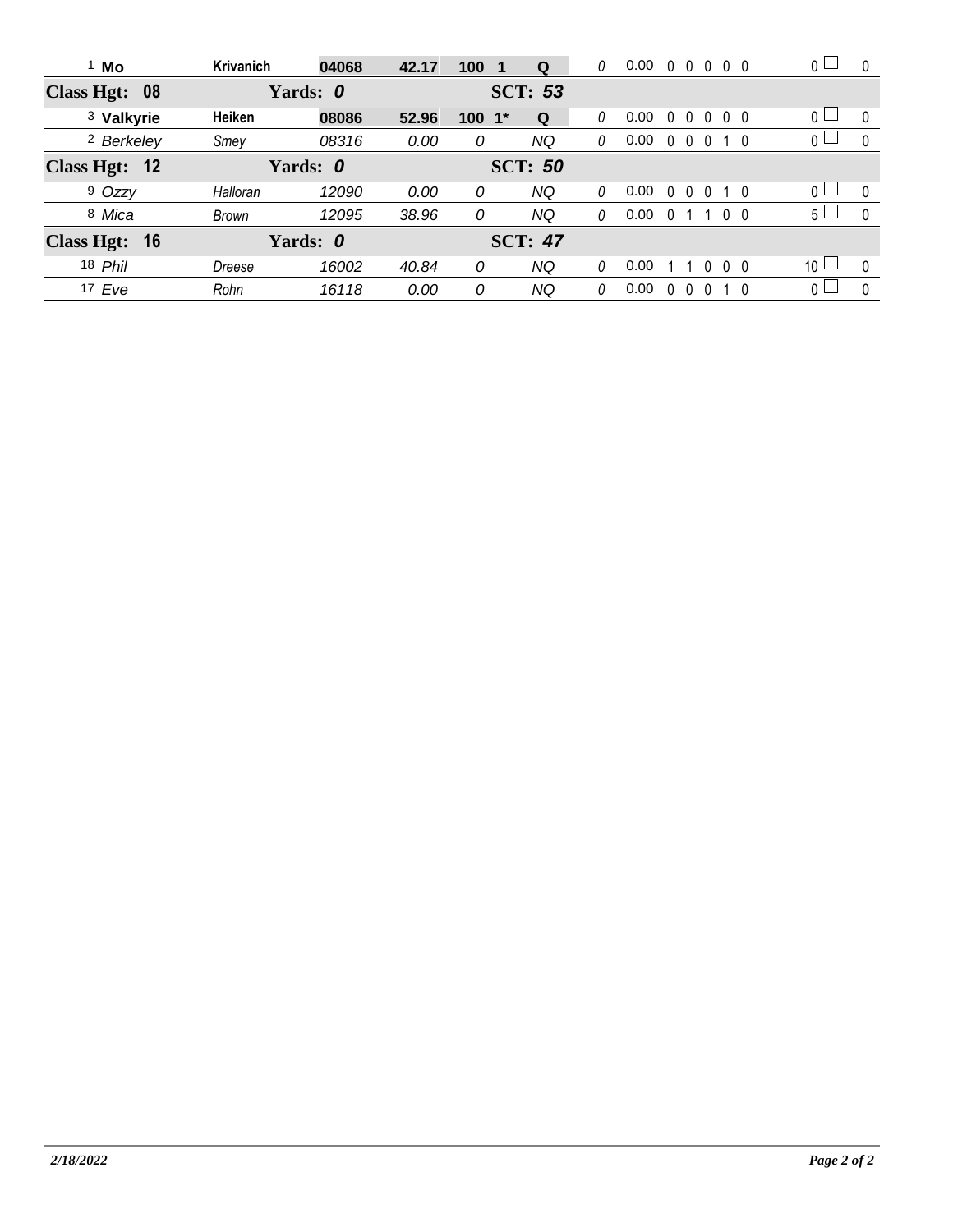| | | | | | | | | | | | | | | | | |
|---|---|---|---|---|---|---|---|---|---|---|---|---|---|---|---|---|
| 1 **Mo** | **Krivanich** | **04068** | **42.17** | **100** | **1** | **Q** | 0 | 0.00 | 0 | 0 | 0 | 0 | 0 | 0 | ☐ | 0 |
| **Class Hgt: 08** | **Yards: 0** | | | | | **SCT: 53** | | | | | | | | | | |
| 3 **Valkyrie** | **Heiken** | **08086** | **52.96** | **100** | **1*** | **Q** | 0 | 0.00 | 0 | 0 | 0 | 0 | 0 | 0 | ☐ | 0 |
| 2 *Berkeley* | *Smey* | *08316* | *0.00* | *0* | | *NQ* | 0 | 0.00 | 0 | 0 | 0 | 1 | 0 | 0 | ☐ | 0 |
| **Class Hgt: 12** | **Yards: 0** | | | | | **SCT: 50** | | | | | | | | | | |
| 9 *Ozzy* | *Halloran* | *12090* | *0.00* | *0* | | *NQ* | 0 | 0.00 | 0 | 0 | 0 | 1 | 0 | 0 | ☐ | 0 |
| 8 *Mica* | *Brown* | *12095* | *38.96* | *0* | | *NQ* | 0 | 0.00 | 0 | 1 | 1 | 0 | 0 | 5 | ☐ | 0 |
| **Class Hgt: 16** | **Yards: 0** | | | | | **SCT: 47** | | | | | | | | | | |
| 18 *Phil* | *Dreese* | *16002* | *40.84* | *0* | | *NQ* | 0 | 0.00 | 1 | 1 | 0 | 0 | 0 | 10 | ☐ | 0 |
| 17 *Eve* | *Rohn* | *16118* | *0.00* | *0* | | *NQ* | 0 | 0.00 | 0 | 0 | 0 | 1 | 0 | 0 | ☐ | 0 |

*2/18/2022*